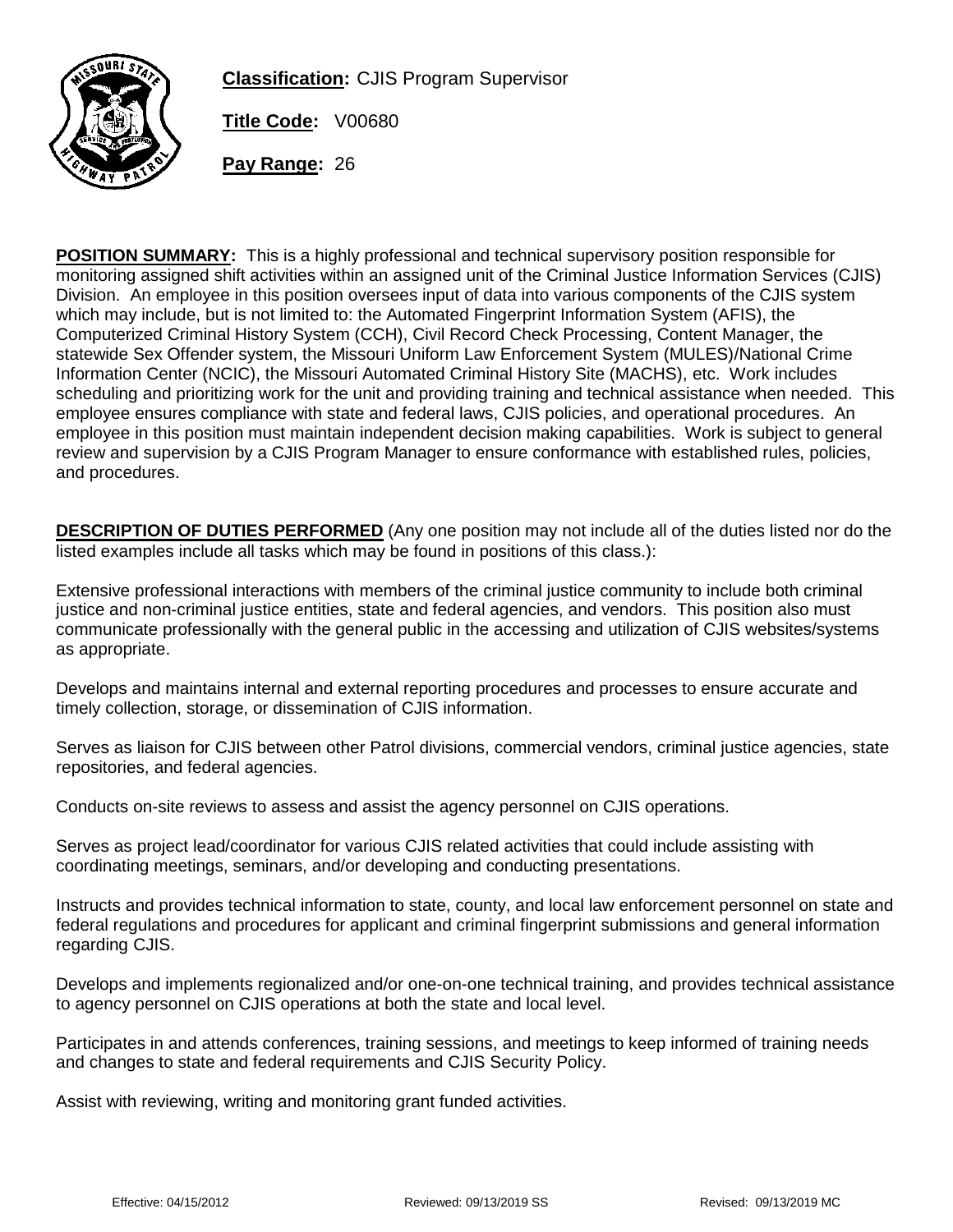**Classification:** CJIS Program Supervisor

**Title Code:** V00680

**Pay Range:** 26

**POSITION SUMMARY:** This is a highly professional and technical supervisory position responsible for monitoring assigned shift activities within an assigned unit of the Criminal Justice Information Services (CJIS) Division. An employee in this position oversees input of data into various components of the CJIS system which may include, but is not limited to: the Automated Fingerprint Information System (AFIS), the Computerized Criminal History System (CCH), Civil Record Check Processing, Content Manager, the statewide Sex Offender system, the Missouri Uniform Law Enforcement System (MULES)/National Crime Information Center (NCIC), the Missouri Automated Criminal History Site (MACHS), etc. Work includes scheduling and prioritizing work for the unit and providing training and technical assistance when needed. This employee ensures compliance with state and federal laws, CJIS policies, and operational procedures. An employee in this position must maintain independent decision making capabilities. Work is subject to general review and supervision by a CJIS Program Manager to ensure conformance with established rules, policies, and procedures.

**DESCRIPTION OF DUTIES PERFORMED** (Any one position may not include all of the duties listed nor do the listed examples include all tasks which may be found in positions of this class.):

Extensive professional interactions with members of the criminal justice community to include both criminal justice and non-criminal justice entities, state and federal agencies, and vendors. This position also must communicate professionally with the general public in the accessing and utilization of CJIS websites/systems as appropriate.

Develops and maintains internal and external reporting procedures and processes to ensure accurate and timely collection, storage, or dissemination of CJIS information.

Serves as liaison for CJIS between other Patrol divisions, commercial vendors, criminal justice agencies, state repositories, and federal agencies.

Conducts on-site reviews to assess and assist the agency personnel on CJIS operations.

Serves as project lead/coordinator for various CJIS related activities that could include assisting with coordinating meetings, seminars, and/or developing and conducting presentations.

Instructs and provides technical information to state, county, and local law enforcement personnel on state and federal regulations and procedures for applicant and criminal fingerprint submissions and general information regarding CJIS.

Develops and implements regionalized and/or one-on-one technical training, and provides technical assistance to agency personnel on CJIS operations at both the state and local level.

Participates in and attends conferences, training sessions, and meetings to keep informed of training needs and changes to state and federal requirements and CJIS Security Policy.

Assist with reviewing, writing and monitoring grant funded activities.

Effective: 04/15/2012 Reviewed: 09/13/2019 SS Revised: 09/13/2019 MC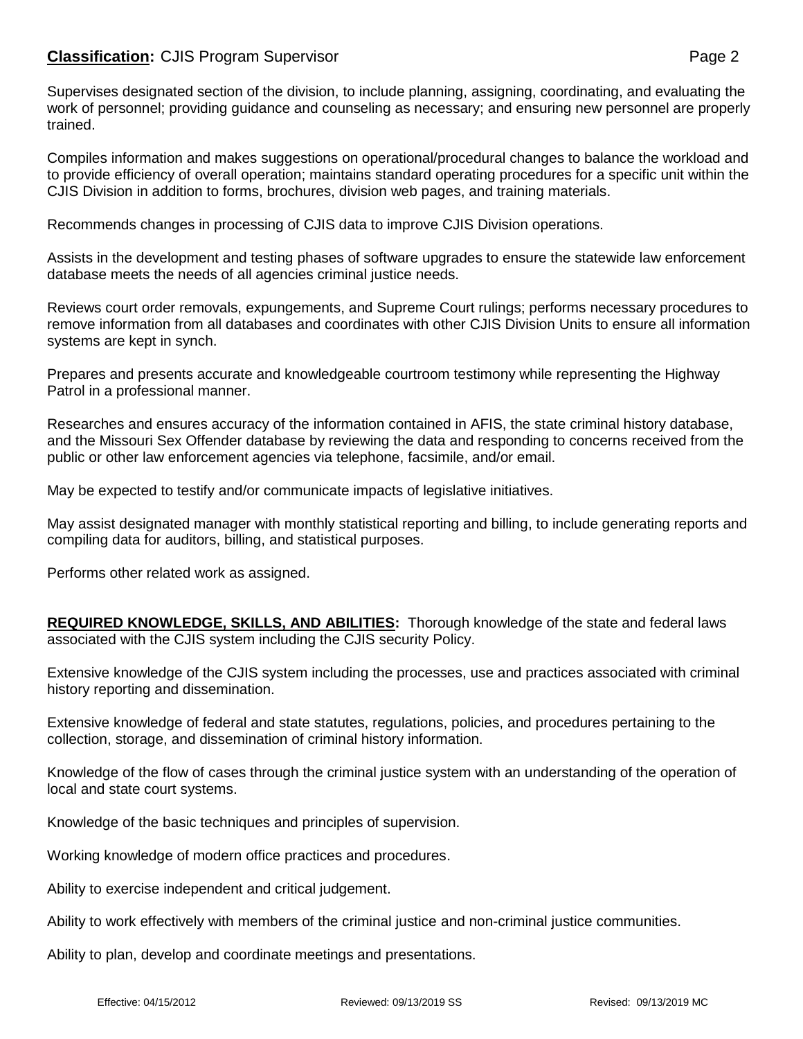Supervises designated section of the division, to include planning, assigning, coordinating, and evaluating the work of personnel; providing guidance and counseling as necessary; and ensuring new personnel are properly trained.

Compiles information and makes suggestions on operational/procedural changes to balance the workload and to provide efficiency of overall operation; maintains standard operating procedures for a specific unit within the CJIS Division in addition to forms, brochures, division web pages, and training materials.

Recommends changes in processing of CJIS data to improve CJIS Division operations.

Assists in the development and testing phases of software upgrades to ensure the statewide law enforcement database meets the needs of all agencies criminal justice needs.

Reviews court order removals, expungements, and Supreme Court rulings; performs necessary procedures to remove information from all databases and coordinates with other CJIS Division Units to ensure all information systems are kept in synch.

Prepares and presents accurate and knowledgeable courtroom testimony while representing the Highway Patrol in a professional manner.

Researches and ensures accuracy of the information contained in AFIS, the state criminal history database, and the Missouri Sex Offender database by reviewing the data and responding to concerns received from the public or other law enforcement agencies via telephone, facsimile, and/or email.

May be expected to testify and/or communicate impacts of legislative initiatives.

May assist designated manager with monthly statistical reporting and billing, to include generating reports and compiling data for auditors, billing, and statistical purposes.

Performs other related work as assigned.

**REQUIRED KNOWLEDGE, SKILLS, AND ABILITIES:** Thorough knowledge of the state and federal laws associated with the CJIS system including the CJIS security Policy.

Extensive knowledge of the CJIS system including the processes, use and practices associated with criminal history reporting and dissemination.

Extensive knowledge of federal and state statutes, regulations, policies, and procedures pertaining to the collection, storage, and dissemination of criminal history information.

Knowledge of the flow of cases through the criminal justice system with an understanding of the operation of local and state court systems.

Knowledge of the basic techniques and principles of supervision.

Working knowledge of modern office practices and procedures.

Ability to exercise independent and critical judgement.

Ability to work effectively with members of the criminal justice and non-criminal justice communities.

Ability to plan, develop and coordinate meetings and presentations.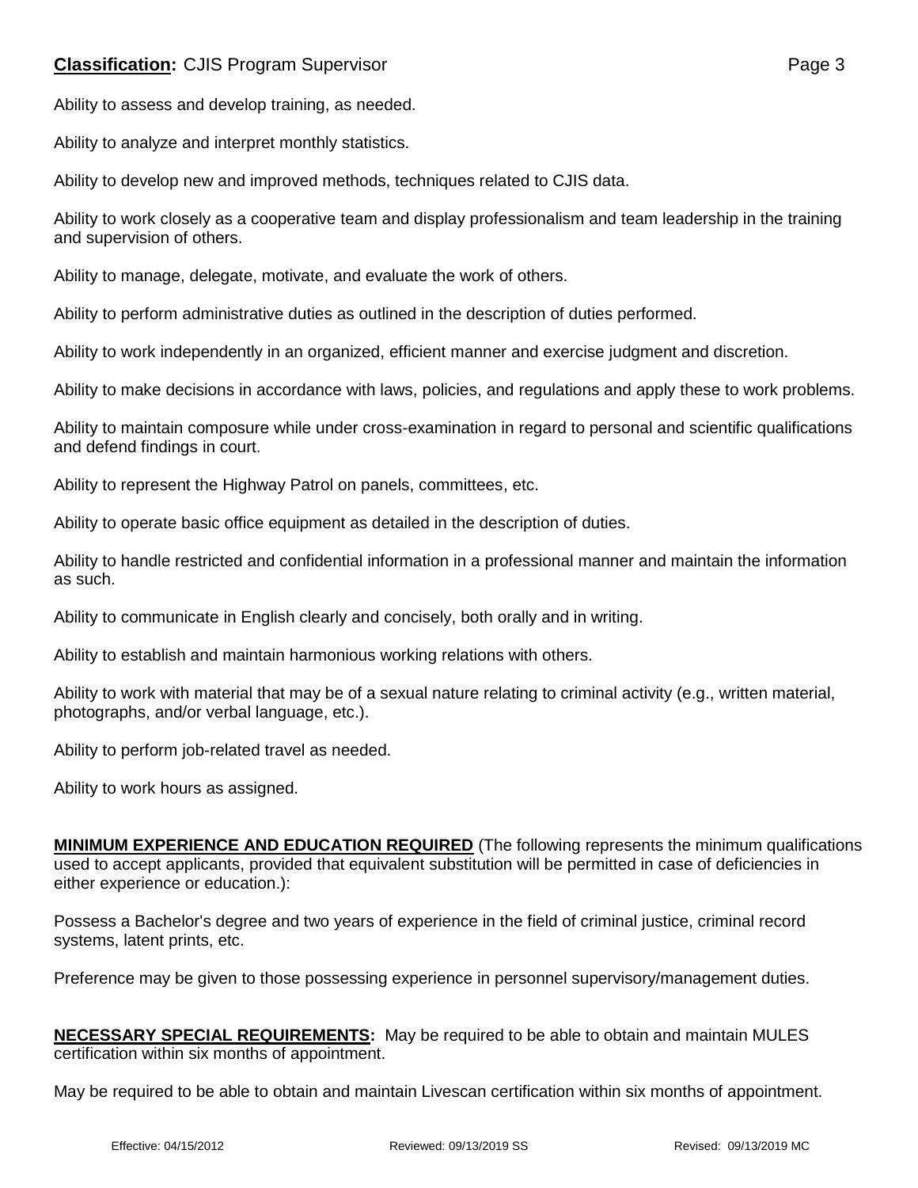Ability to assess and develop training, as needed.

Ability to analyze and interpret monthly statistics.

Ability to develop new and improved methods, techniques related to CJIS data.

Ability to work closely as a cooperative team and display professionalism and team leadership in the training and supervision of others.

Ability to manage, delegate, motivate, and evaluate the work of others.

Ability to perform administrative duties as outlined in the description of duties performed.

Ability to work independently in an organized, efficient manner and exercise judgment and discretion.

Ability to make decisions in accordance with laws, policies, and regulations and apply these to work problems.

Ability to maintain composure while under cross-examination in regard to personal and scientific qualifications and defend findings in court.

Ability to represent the Highway Patrol on panels, committees, etc.

Ability to operate basic office equipment as detailed in the description of duties.

Ability to handle restricted and confidential information in a professional manner and maintain the information as such.

Ability to communicate in English clearly and concisely, both orally and in writing.

Ability to establish and maintain harmonious working relations with others.

Ability to work with material that may be of a sexual nature relating to criminal activity (e.g., written material, photographs, and/or verbal language, etc.).

Ability to perform job-related travel as needed.

Ability to work hours as assigned.

**MINIMUM EXPERIENCE AND EDUCATION REQUIRED** (The following represents the minimum qualifications used to accept applicants, provided that equivalent substitution will be permitted in case of deficiencies in either experience or education.):

Possess a Bachelor's degree and two years of experience in the field of criminal justice, criminal record systems, latent prints, etc.

Preference may be given to those possessing experience in personnel supervisory/management duties.

**NECESSARY SPECIAL REQUIREMENTS:** May be required to be able to obtain and maintain MULES certification within six months of appointment.

May be required to be able to obtain and maintain Livescan certification within six months of appointment.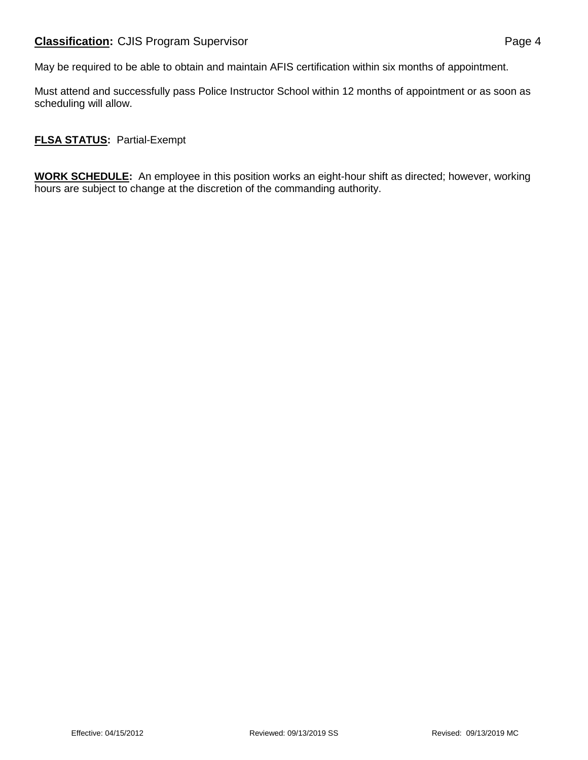May be required to be able to obtain and maintain AFIS certification within six months of appointment.

Must attend and successfully pass Police Instructor School within 12 months of appointment or as soon as scheduling will allow.

**FLSA STATUS:** Partial-Exempt

**WORK SCHEDULE:** An employee in this position works an eight-hour shift as directed; however, working hours are subject to change at the discretion of the commanding authority.